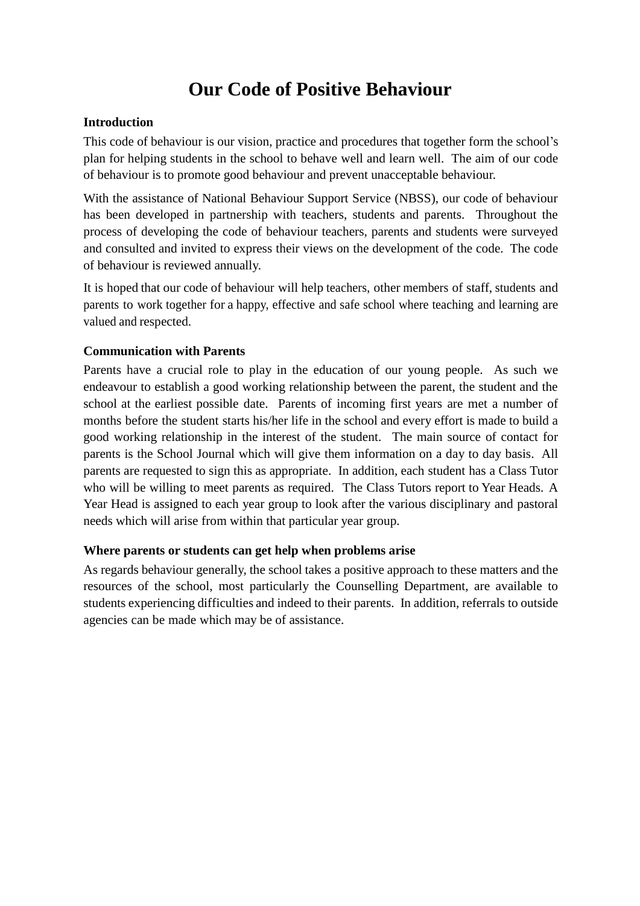# Our Code of Positive Behaviour

**Introduction**

This code of behaviour is our vision, practice and procedures that together form the school's plan for helping students in the school to behave well and learn well. The aim of our code of behaviour is to promote good behaviour and prevent unacceptable behaviour.

With the assistance of National Behaviour Support Service (NBSS), our code of behaviour has been developed in partnership with teachers, students and parents. Throughout the process of developing the code of behaviour teachers, parents and students were surveyed and consulted and invited to express their views on the development of the code. The code of behaviour is reviewed annually.

It is hoped that our code of behaviour will help teachers, other members of staff, students and parents to work together for a happy, effective and safe school where teaching and learning are valued and respected.

**Communication with Parents**

Parents have a crucial role to play in the education of our young people. As such we endeavour to establish a good working relationship between the parent, the student and the school at the earliest possible date. Parents of incoming first years are met a number of months before the student starts his/her life in the school and every effort is made to build a good working relationship in the interest of the student. The main source of contact for parents is the School Journal which will give them information on a day to day basis. All parents are requested to sign this as appropriate. In addition, each student has a Class Tutor who will be willing to meet parents as required. The Class Tutors report to Year Heads. A Year Head is assigned to each year group to look after the various disciplinary and pastoral needs which will arise from within that particular year group.

**Where parents or students can get help when problems arise**

As regards behaviour generally, the school takes a positive approach to these matters and the resources of the school, most particularly the Counselling Department, are available to students experiencing difficulties and indeed to their parents. In addition, referrals to outside agencies can be made which may be of assistance.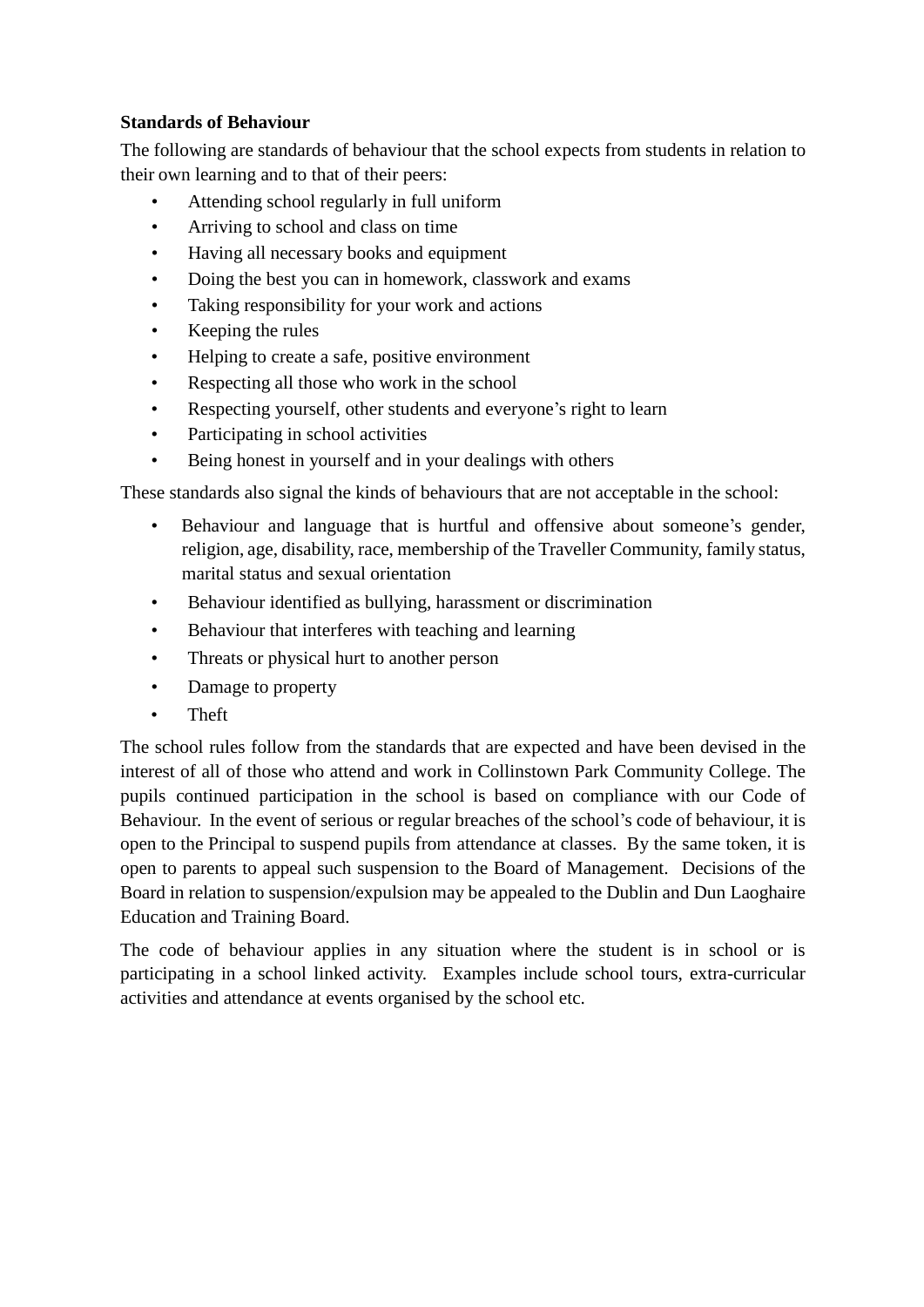**Standards of Behaviour**

The following are standards of behaviour that the school expects from students in relation to their own learning and to that of their peers:

- Attending school regularly in full uniform
- Arriving to school and class on time
- Having all necessary books and equipment
- Doing the best you can in homework, classwork and exams
- Taking responsibility for your work and actions
- Keeping the rules
- Helping to create a safe, positive environment
- Respecting all those who work in the school
- Respecting yourself, other students and everyone's right to learn
- Participating in school activities
- Being honest in yourself and in your dealings with others

These standards also signal the kinds of behaviours that are not acceptable in the school:

- Behaviour and language that is hurtful and offensive about someone's gender, religion, age, disability, race, membership of the Traveller Community, family status, marital status and sexual orientation
- Behaviour identified as bullying, harassment or discrimination
- Behaviour that interferes with teaching and learning
- Threats or physical hurt to another person
- Damage to property
- Theft

The school rules follow from the standards that are expected and have been devised in the interest of all of those who attend and work in Collinstown Park Community College. The pupils continued participation in the school is based on compliance with our Code of Behaviour. In the event of serious or regular breaches of the school's code of behaviour, it is open to the Principal to suspend pupils from attendance at classes. By the same token, it is open to parents to appeal such suspension to the Board of Management. Decisions of the Board in relation to suspension/expulsion may be appealed to the Dublin and Dun Laoghaire Education and Training Board.

The code of behaviour applies in any situation where the student is in school or is participating in a school linked activity. Examples include school tours, extra-curricular activities and attendance at events organised by the school etc.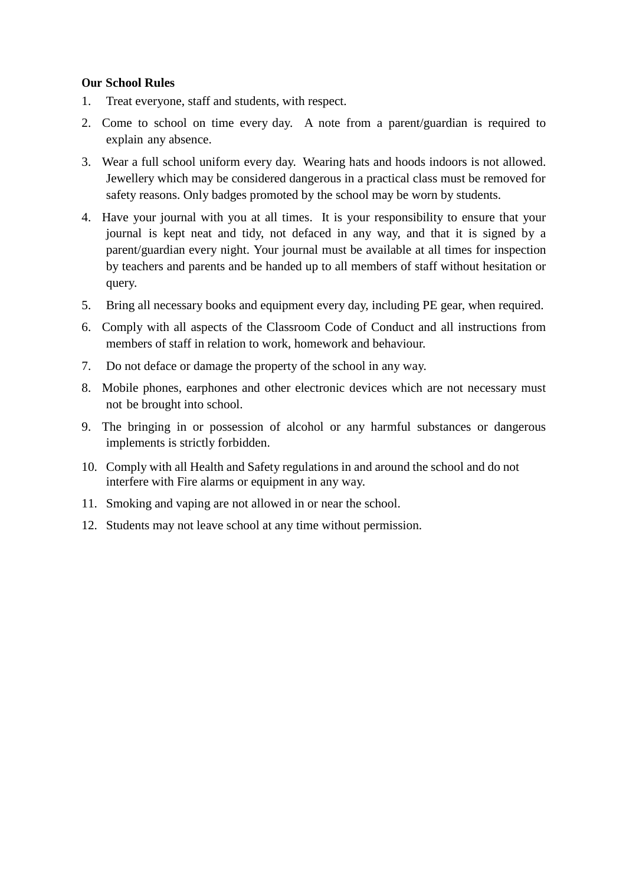**Our School Rules**

1. Treat everyone, staff and students, with respect.
2. Come to school on time every day. A note from a parent/guardian is required to explain any absence.
3. Wear a full school uniform every day. Wearing hats and hoods indoors is not allowed. Jewellery which may be considered dangerous in a practical class must be removed for safety reasons. Only badges promoted by the school may be worn by students.
4. Have your journal with you at all times. It is your responsibility to ensure that your journal is kept neat and tidy, not defaced in any way, and that it is signed by a parent/guardian every night. Your journal must be available at all times for inspection by teachers and parents and be handed up to all members of staff without hesitation or query.
5. Bring all necessary books and equipment every day, including PE gear, when required.
6. Comply with all aspects of the Classroom Code of Conduct and all instructions from members of staff in relation to work, homework and behaviour.
7. Do not deface or damage the property of the school in any way.
8. Mobile phones, earphones and other electronic devices which are not necessary must not be brought into school.
9. The bringing in or possession of alcohol or any harmful substances or dangerous implements is strictly forbidden.
10. Comply with all Health and Safety regulations in and around the school and do not interfere with Fire alarms or equipment in any way.
11. Smoking and vaping are not allowed in or near the school.
12. Students may not leave school at any time without permission.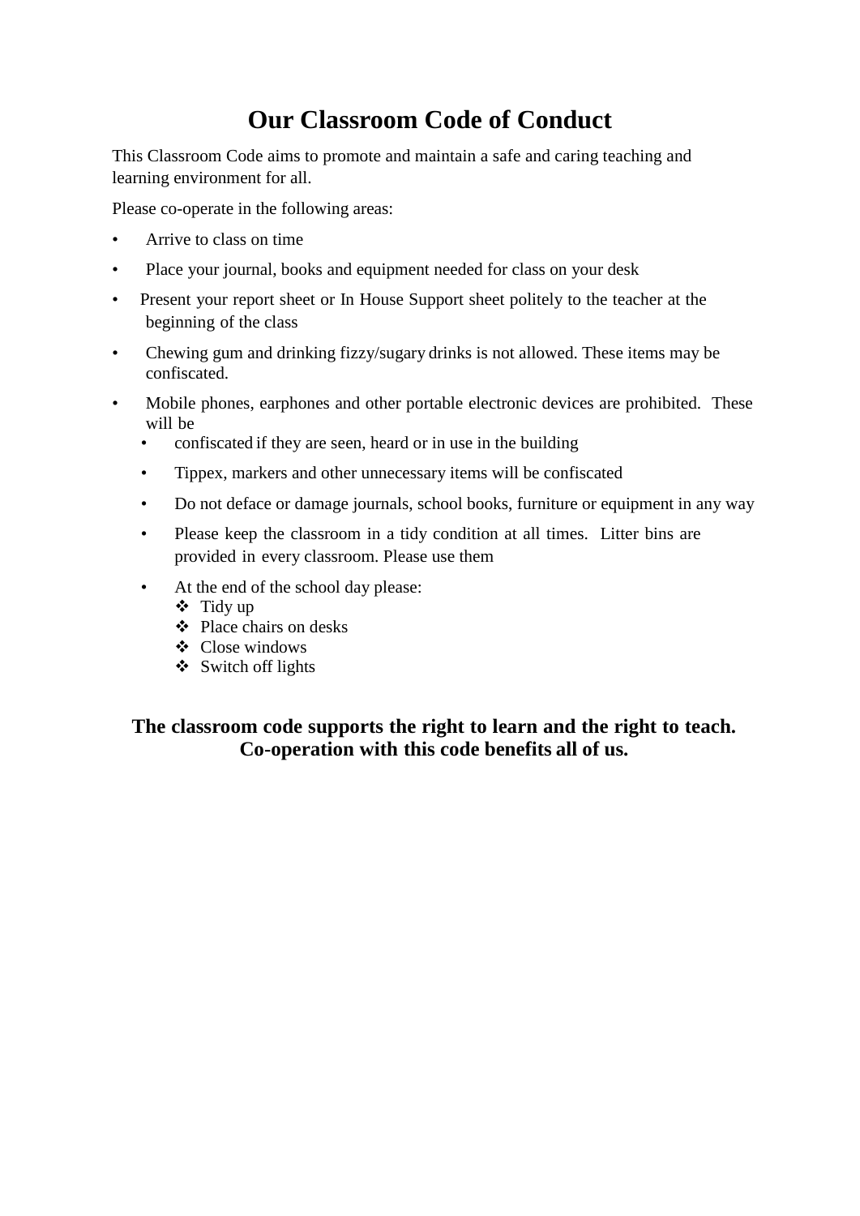# Our Classroom Code of Conduct

This Classroom Code aims to promote and maintain a safe and caring teaching and learning environment for all.

Please co-operate in the following areas:

- Arrive to class on time
- Place your journal, books and equipment needed for class on your desk
- Present your report sheet or In House Support sheet politely to the teacher at the beginning of the class
- Chewing gum and drinking fizzy/sugary drinks is not allowed. These items may be confiscated.
- Mobile phones, earphones and other portable electronic devices are prohibited. These will be
  - confiscated if they are seen, heard or in use in the building
  - Tippex, markers and other unnecessary items will be confiscated
  - Do not deface or damage journals, school books, furniture or equipment in any way
  - Please keep the classroom in a tidy condition at all times. Litter bins are provided in every classroom. Please use them
  - At the end of the school day please:
    - Tidy up
    - Place chairs on desks
    - Close windows
    - Switch off lights

**The classroom code supports the right to learn and the right to teach. Co-operation with this code benefits all of us.**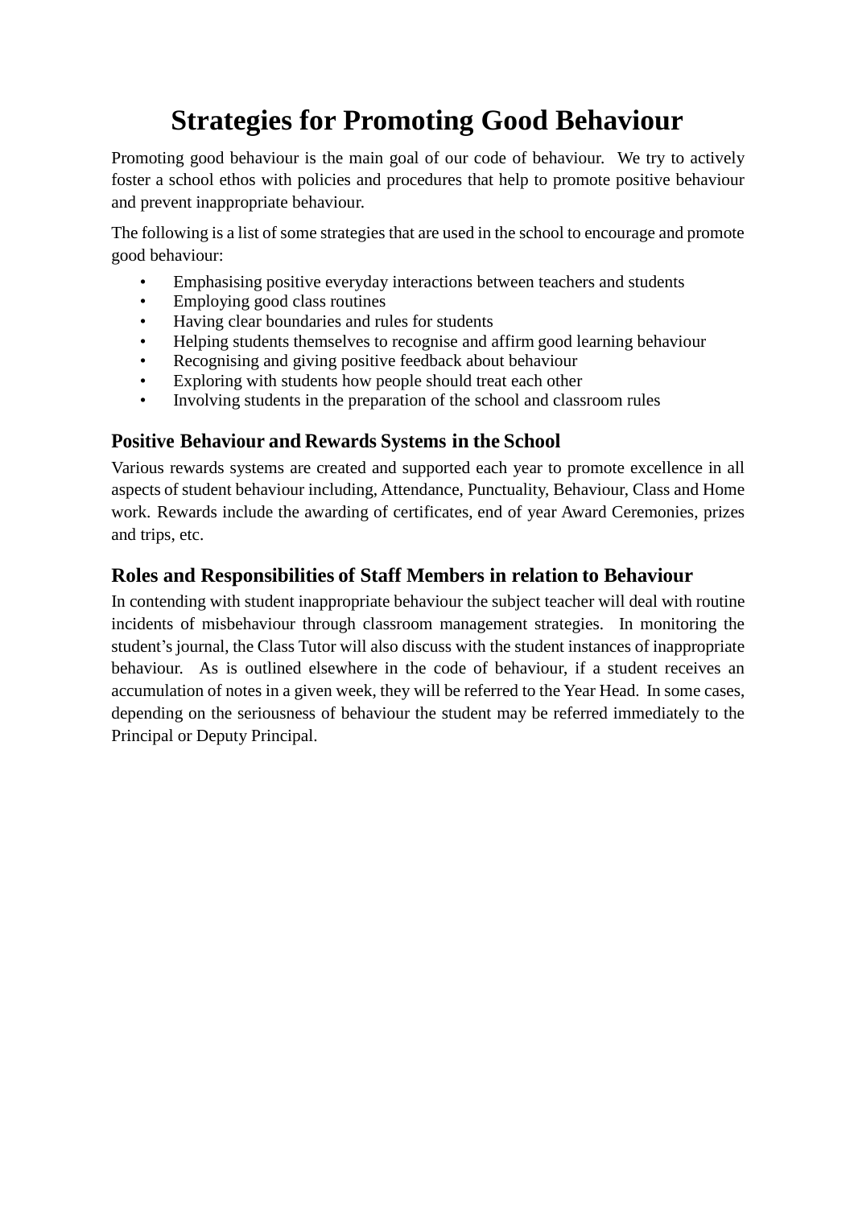# Strategies for Promoting Good Behaviour

Promoting good behaviour is the main goal of our code of behaviour. We try to actively foster a school ethos with policies and procedures that help to promote positive behaviour and prevent inappropriate behaviour.

The following is a list of some strategies that are used in the school to encourage and promote good behaviour:

- Emphasising positive everyday interactions between teachers and students
- Employing good class routines
- Having clear boundaries and rules for students
- Helping students themselves to recognise and affirm good learning behaviour
- Recognising and giving positive feedback about behaviour
- Exploring with students how people should treat each other
- Involving students in the preparation of the school and classroom rules

## Positive Behaviour and Rewards Systems in the School

Various rewards systems are created and supported each year to promote excellence in all aspects of student behaviour including, Attendance, Punctuality, Behaviour, Class and Home work. Rewards include the awarding of certificates, end of year Award Ceremonies, prizes and trips, etc.

## Roles and Responsibilities of Staff Members in relation to Behaviour

In contending with student inappropriate behaviour the subject teacher will deal with routine incidents of misbehaviour through classroom management strategies. In monitoring the student's journal, the Class Tutor will also discuss with the student instances of inappropriate behaviour. As is outlined elsewhere in the code of behaviour, if a student receives an accumulation of notes in a given week, they will be referred to the Year Head. In some cases, depending on the seriousness of behaviour the student may be referred immediately to the Principal or Deputy Principal.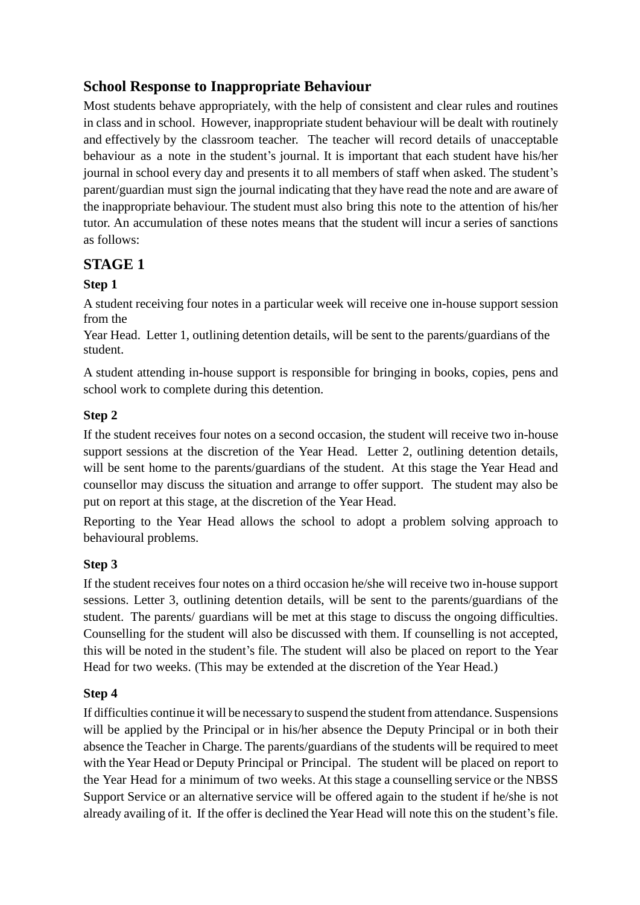## School Response to Inappropriate Behaviour

Most students behave appropriately, with the help of consistent and clear rules and routines in class and in school. However, inappropriate student behaviour will be dealt with routinely and effectively by the classroom teacher. The teacher will record details of unacceptable behaviour as a note in the student's journal. It is important that each student have his/her journal in school every day and presents it to all members of staff when asked. The student's parent/guardian must sign the journal indicating that they have read the note and are aware of the inappropriate behaviour. The student must also bring this note to the attention of his/her tutor. An accumulation of these notes means that the student will incur a series of sanctions as follows:

# STAGE 1

### Step 1

A student receiving four notes in a particular week will receive one in-house support session from the Year Head. Letter 1, outlining detention details, will be sent to the parents/guardians of the student.

A student attending in-house support is responsible for bringing in books, copies, pens and school work to complete during this detention.

### Step 2

If the student receives four notes on a second occasion, the student will receive two in-house support sessions at the discretion of the Year Head. Letter 2, outlining detention details, will be sent home to the parents/guardians of the student. At this stage the Year Head and counsellor may discuss the situation and arrange to offer support. The student may also be put on report at this stage, at the discretion of the Year Head.

Reporting to the Year Head allows the school to adopt a problem solving approach to behavioural problems.

### Step 3

If the student receives four notes on a third occasion he/she will receive two in-house support sessions. Letter 3, outlining detention details, will be sent to the parents/guardians of the student. The parents/ guardians will be met at this stage to discuss the ongoing difficulties. Counselling for the student will also be discussed with them. If counselling is not accepted, this will be noted in the student's file. The student will also be placed on report to the Year Head for two weeks. (This may be extended at the discretion of the Year Head.)

### Step 4

If difficulties continue it will be necessary to suspend the student from attendance. Suspensions will be applied by the Principal or in his/her absence the Deputy Principal or in both their absence the Teacher in Charge. The parents/guardians of the students will be required to meet with the Year Head or Deputy Principal or Principal. The student will be placed on report to the Year Head for a minimum of two weeks. At this stage a counselling service or the NBSS Support Service or an alternative service will be offered again to the student if he/she is not already availing of it. If the offer is declined the Year Head will note this on the student's file.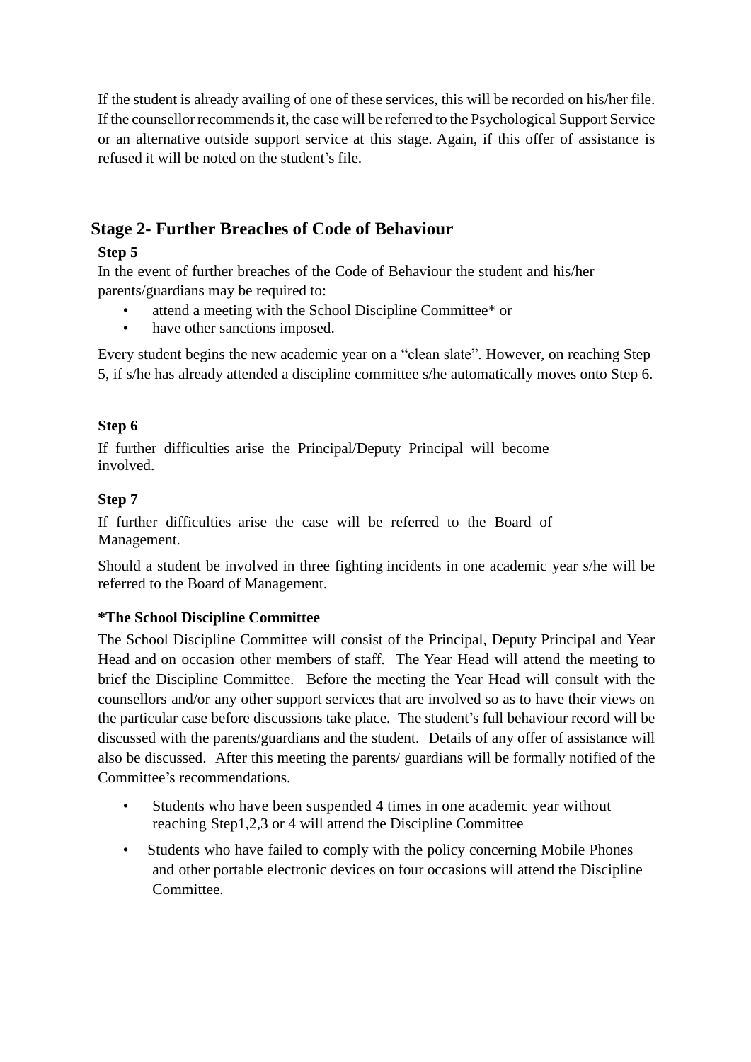If the student is already availing of one of these services, this will be recorded on his/her file. If the counsellor recommends it, the case will be referred to the Psychological Support Service or an alternative outside support service at this stage. Again, if this offer of assistance is refused it will be noted on the student's file.

## Stage 2- Further Breaches of Code of Behaviour

**Step 5**

In the event of further breaches of the Code of Behaviour the student and his/her parents/guardians may be required to:

- attend a meeting with the School Discipline Committee* or
- have other sanctions imposed.

Every student begins the new academic year on a "clean slate". However, on reaching Step 5, if s/he has already attended a discipline committee s/he automatically moves onto Step 6.

**Step 6**

If further difficulties arise the Principal/Deputy Principal will become involved.

**Step 7**

If further difficulties arise the case will be referred to the Board of Management.

Should a student be involved in three fighting incidents in one academic year s/he will be referred to the Board of Management.

**\*The School Discipline Committee**

The School Discipline Committee will consist of the Principal, Deputy Principal and Year Head and on occasion other members of staff. The Year Head will attend the meeting to brief the Discipline Committee. Before the meeting the Year Head will consult with the counsellors and/or any other support services that are involved so as to have their views on the particular case before discussions take place. The student's full behaviour record will be discussed with the parents/guardians and the student. Details of any offer of assistance will also be discussed. After this meeting the parents/ guardians will be formally notified of the Committee's recommendations.

- Students who have been suspended 4 times in one academic year without reaching Step1,2,3 or 4 will attend the Discipline Committee
- Students who have failed to comply with the policy concerning Mobile Phones and other portable electronic devices on four occasions will attend the Discipline Committee.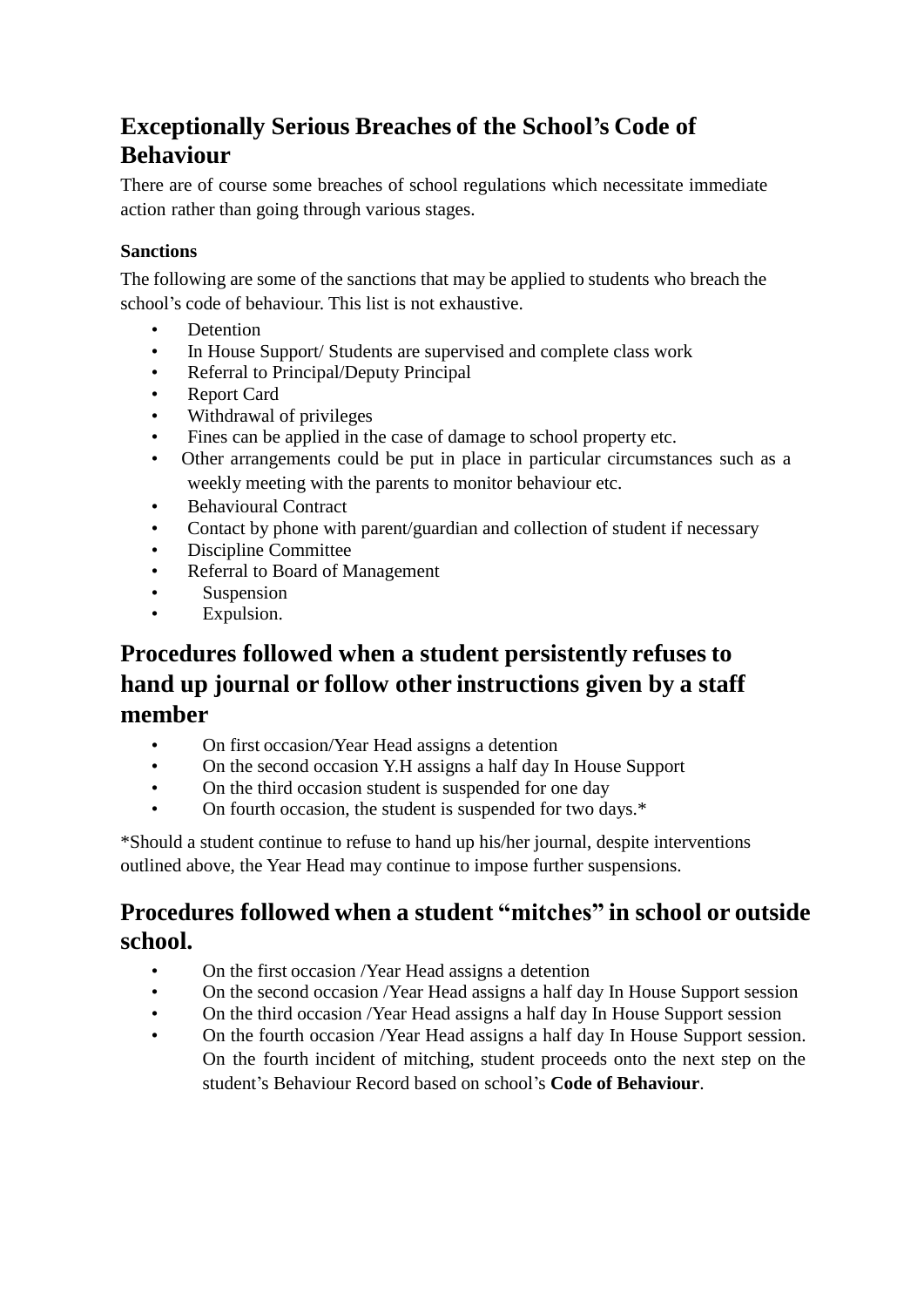## Exceptionally Serious Breaches of the School's Code of Behaviour

There are of course some breaches of school regulations which necessitate immediate action rather than going through various stages.

### Sanctions

The following are some of the sanctions that may be applied to students who breach the school's code of behaviour. This list is not exhaustive.

- Detention
- In House Support/ Students are supervised and complete class work
- Referral to Principal/Deputy Principal
- Report Card
- Withdrawal of privileges
- Fines can be applied in the case of damage to school property etc.
- Other arrangements could be put in place in particular circumstances such as a weekly meeting with the parents to monitor behaviour etc.
- Behavioural Contract
- Contact by phone with parent/guardian and collection of student if necessary
- Discipline Committee
- Referral to Board of Management
- Suspension
- Expulsion.

## Procedures followed when a student persistently refuses to hand up journal or follow other instructions given by a staff member

- On first occasion/Year Head assigns a detention
- On the second occasion Y.H assigns a half day In House Support
- On the third occasion student is suspended for one day
- On fourth occasion, the student is suspended for two days.*

*Should a student continue to refuse to hand up his/her journal, despite interventions outlined above, the Year Head may continue to impose further suspensions.

## Procedures followed when a student "mitches" in school or outside school.

- On the first occasion /Year Head assigns a detention
- On the second occasion /Year Head assigns a half day In House Support session
- On the third occasion /Year Head assigns a half day In House Support session
- On the fourth occasion /Year Head assigns a half day In House Support session. On the fourth incident of mitching, student proceeds onto the next step on the student's Behaviour Record based on school's **Code of Behaviour**.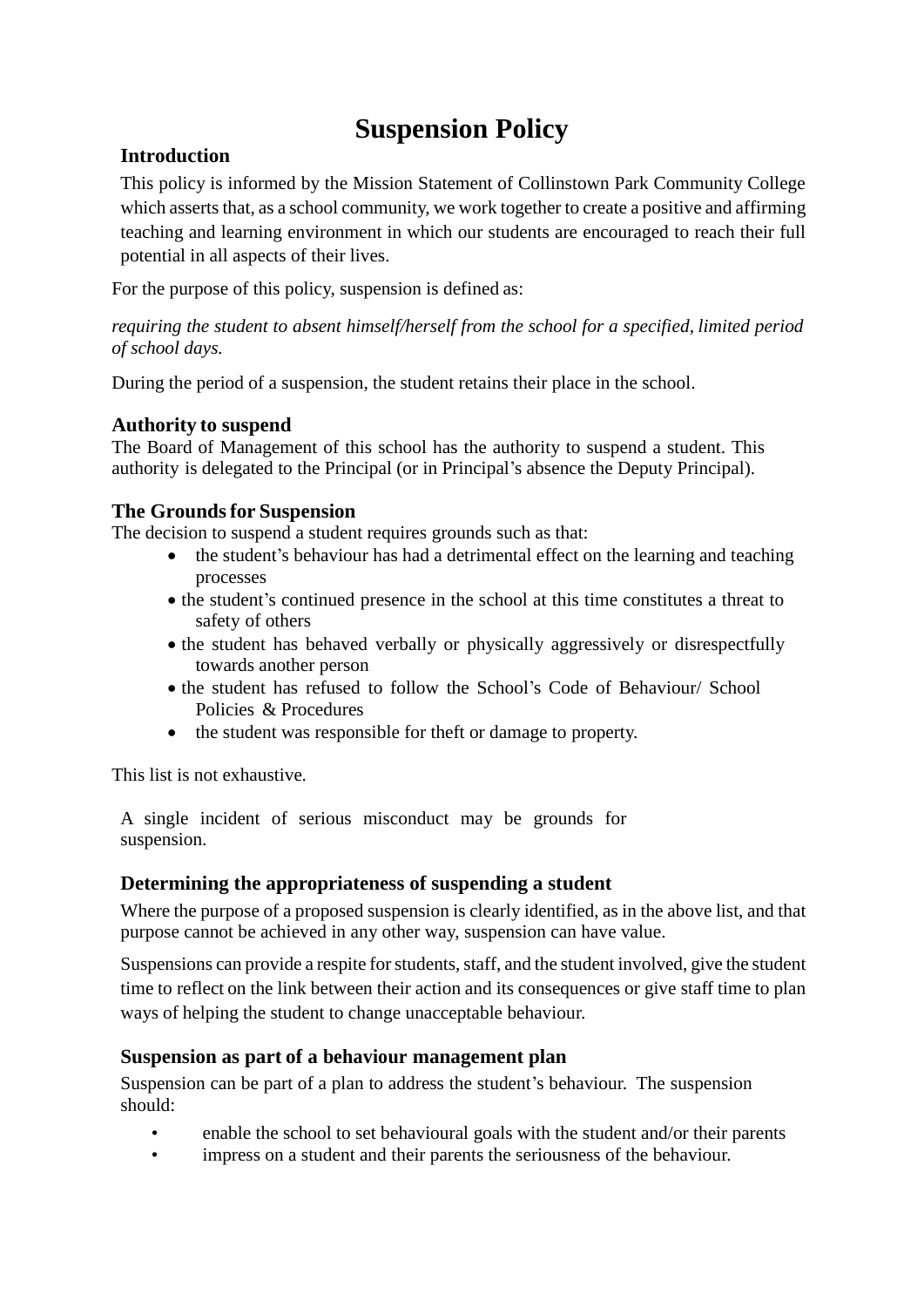# Suspension Policy

## Introduction

This policy is informed by the Mission Statement of Collinstown Park Community College which asserts that, as a school community, we work together to create a positive and affirming teaching and learning environment in which our students are encouraged to reach their full potential in all aspects of their lives.

For the purpose of this policy, suspension is defined as:

*requiring the student to absent himself/herself from the school for a specified, limited period of school days.*

During the period of a suspension, the student retains their place in the school.

## Authority to suspend

The Board of Management of this school has the authority to suspend a student. This authority is delegated to the Principal (or in Principal's absence the Deputy Principal).

## The Grounds for Suspension

The decision to suspend a student requires grounds such as that:

- the student's behaviour has had a detrimental effect on the learning and teaching processes
- the student's continued presence in the school at this time constitutes a threat to safety of others
- the student has behaved verbally or physically aggressively or disrespectfully towards another person
- the student has refused to follow the School's Code of Behaviour/ School Policies & Procedures
- the student was responsible for theft or damage to property.

This list is not exhaustive.

A single incident of serious misconduct may be grounds for suspension.

## Determining the appropriateness of suspending a student

Where the purpose of a proposed suspension is clearly identified, as in the above list, and that purpose cannot be achieved in any other way, suspension can have value.

Suspensions can provide a respite for students, staff, and the student involved, give the student time to reflect on the link between their action and its consequences or give staff time to plan ways of helping the student to change unacceptable behaviour.

## Suspension as part of a behaviour management plan

Suspension can be part of a plan to address the student's behaviour. The suspension should:

- enable the school to set behavioural goals with the student and/or their parents
- impress on a student and their parents the seriousness of the behaviour.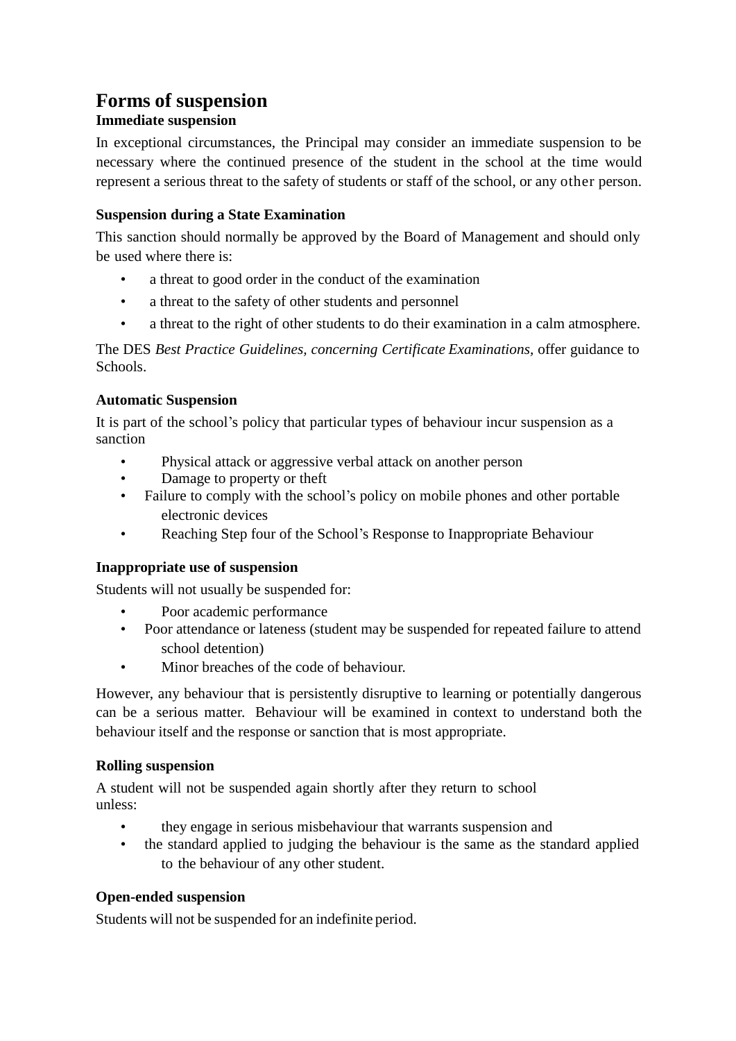## Forms of suspension

### Immediate suspension

In exceptional circumstances, the Principal may consider an immediate suspension to be necessary where the continued presence of the student in the school at the time would represent a serious threat to the safety of students or staff of the school, or any other person.

### Suspension during a State Examination

This sanction should normally be approved by the Board of Management and should only be used where there is:

- a threat to good order in the conduct of the examination
- a threat to the safety of other students and personnel
- a threat to the right of other students to do their examination in a calm atmosphere.

The DES *Best Practice Guidelines, concerning Certificate Examinations*, offer guidance to Schools.

### Automatic Suspension

It is part of the school's policy that particular types of behaviour incur suspension as a sanction

- Physical attack or aggressive verbal attack on another person
- Damage to property or theft
- Failure to comply with the school's policy on mobile phones and other portable electronic devices
- Reaching Step four of the School's Response to Inappropriate Behaviour

### Inappropriate use of suspension

Students will not usually be suspended for:

- Poor academic performance
- Poor attendance or lateness (student may be suspended for repeated failure to attend school detention)
- Minor breaches of the code of behaviour.

However, any behaviour that is persistently disruptive to learning or potentially dangerous can be a serious matter. Behaviour will be examined in context to understand both the behaviour itself and the response or sanction that is most appropriate.

### Rolling suspension

A student will not be suspended again shortly after they return to school unless:

- they engage in serious misbehaviour that warrants suspension and
- the standard applied to judging the behaviour is the same as the standard applied to the behaviour of any other student.

### Open-ended suspension

Students will not be suspended for an indefinite period.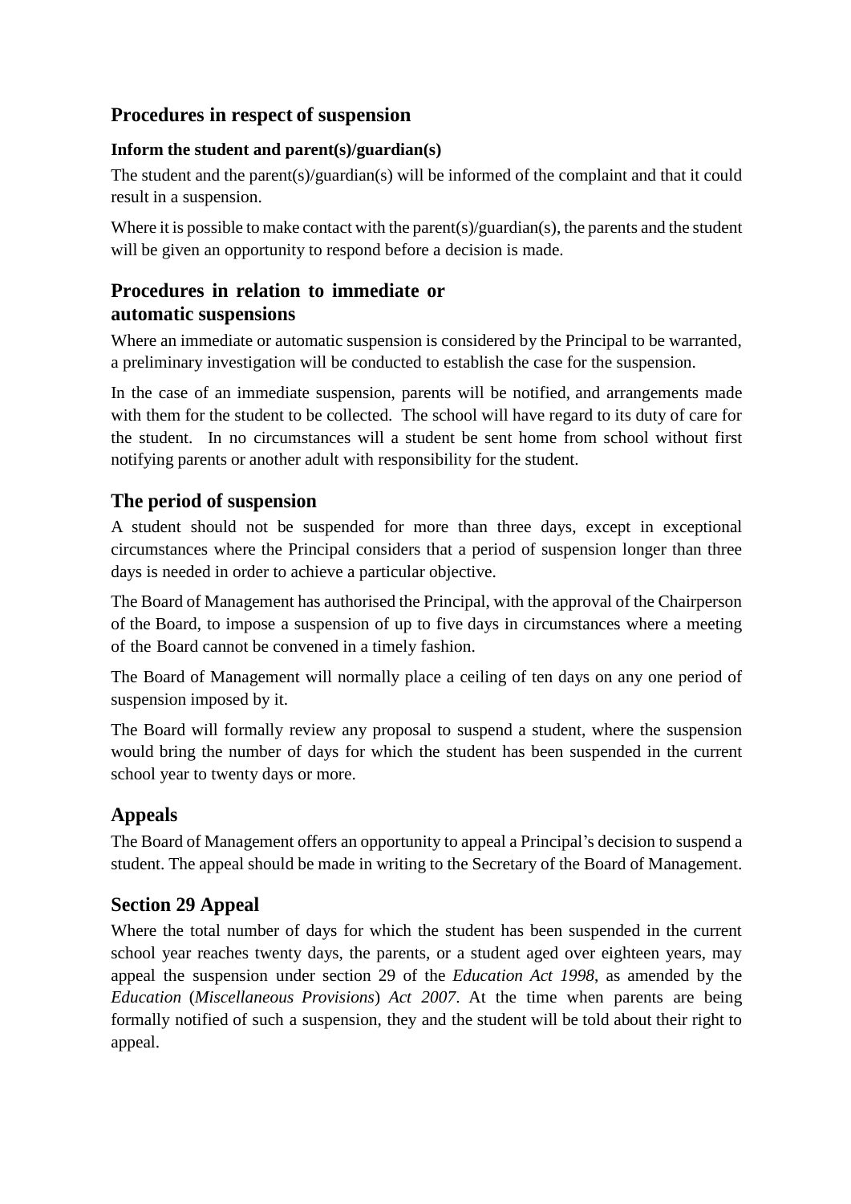## Procedures in respect of suspension

### Inform the student and parent(s)/guardian(s)

The student and the parent(s)/guardian(s) will be informed of the complaint and that it could result in a suspension.

Where it is possible to make contact with the parent(s)/guardian(s), the parents and the student will be given an opportunity to respond before a decision is made.

## Procedures in relation to immediate or automatic suspensions

Where an immediate or automatic suspension is considered by the Principal to be warranted, a preliminary investigation will be conducted to establish the case for the suspension.

In the case of an immediate suspension, parents will be notified, and arrangements made with them for the student to be collected. The school will have regard to its duty of care for the student. In no circumstances will a student be sent home from school without first notifying parents or another adult with responsibility for the student.

## The period of suspension

A student should not be suspended for more than three days, except in exceptional circumstances where the Principal considers that a period of suspension longer than three days is needed in order to achieve a particular objective.

The Board of Management has authorised the Principal, with the approval of the Chairperson of the Board, to impose a suspension of up to five days in circumstances where a meeting of the Board cannot be convened in a timely fashion.

The Board of Management will normally place a ceiling of ten days on any one period of suspension imposed by it.

The Board will formally review any proposal to suspend a student, where the suspension would bring the number of days for which the student has been suspended in the current school year to twenty days or more.

## Appeals

The Board of Management offers an opportunity to appeal a Principal's decision to suspend a student. The appeal should be made in writing to the Secretary of the Board of Management.

## Section 29 Appeal

Where the total number of days for which the student has been suspended in the current school year reaches twenty days, the parents, or a student aged over eighteen years, may appeal the suspension under section 29 of the *Education Act 1998*, as amended by the *Education* (*Miscellaneous Provisions*) *Act 2007*. At the time when parents are being formally notified of such a suspension, they and the student will be told about their right to appeal.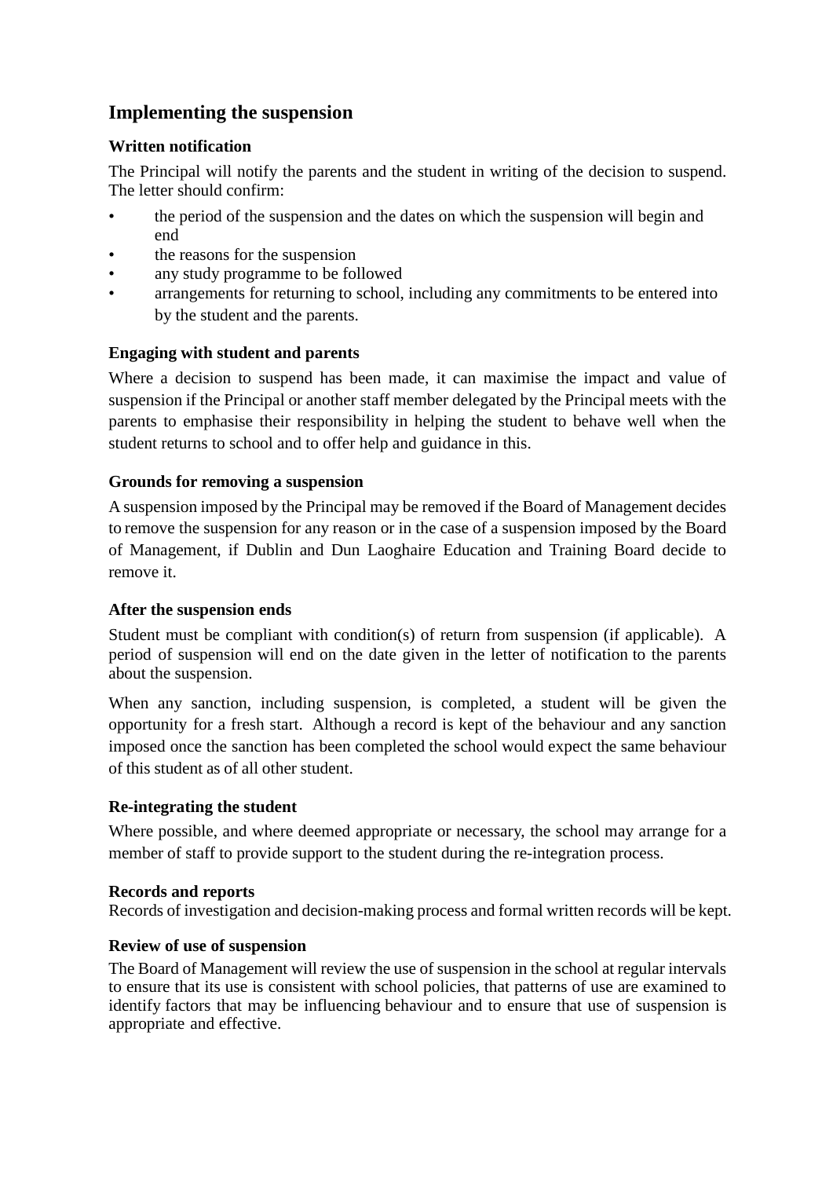## Implementing the suspension

### Written notification

The Principal will notify the parents and the student in writing of the decision to suspend. The letter should confirm:

- the period of the suspension and the dates on which the suspension will begin and end
- the reasons for the suspension
- any study programme to be followed
- arrangements for returning to school, including any commitments to be entered into by the student and the parents.

### Engaging with student and parents

Where a decision to suspend has been made, it can maximise the impact and value of suspension if the Principal or another staff member delegated by the Principal meets with the parents to emphasise their responsibility in helping the student to behave well when the student returns to school and to offer help and guidance in this.

### Grounds for removing a suspension

A suspension imposed by the Principal may be removed if the Board of Management decides to remove the suspension for any reason or in the case of a suspension imposed by the Board of Management, if Dublin and Dun Laoghaire Education and Training Board decide to remove it.

### After the suspension ends

Student must be compliant with condition(s) of return from suspension (if applicable). A period of suspension will end on the date given in the letter of notification to the parents about the suspension.

When any sanction, including suspension, is completed, a student will be given the opportunity for a fresh start. Although a record is kept of the behaviour and any sanction imposed once the sanction has been completed the school would expect the same behaviour of this student as of all other student.

### Re-integrating the student

Where possible, and where deemed appropriate or necessary, the school may arrange for a member of staff to provide support to the student during the re-integration process.

### Records and reports

Records of investigation and decision-making process and formal written records will be kept.

### Review of use of suspension

The Board of Management will review the use of suspension in the school at regular intervals to ensure that its use is consistent with school policies, that patterns of use are examined to identify factors that may be influencing behaviour and to ensure that use of suspension is appropriate and effective.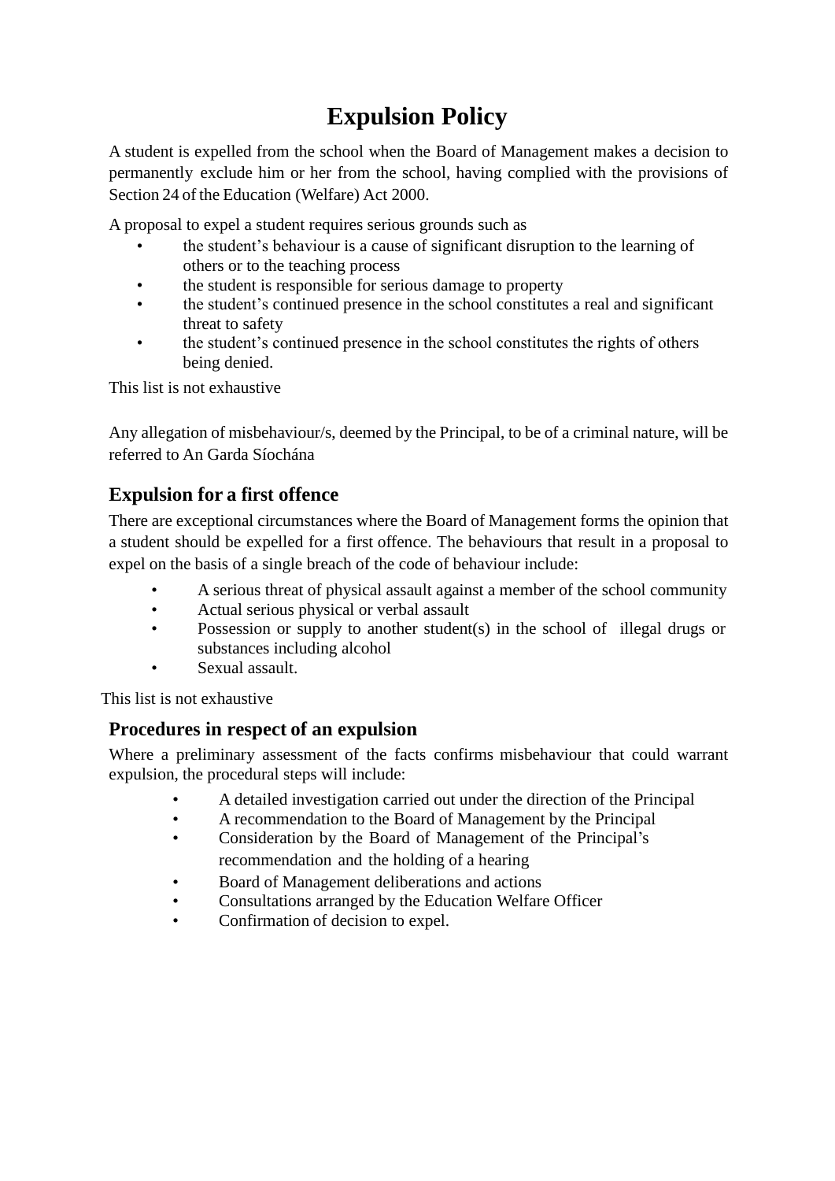# Expulsion Policy

A student is expelled from the school when the Board of Management makes a decision to permanently exclude him or her from the school, having complied with the provisions of Section 24 of the Education (Welfare) Act 2000.

A proposal to expel a student requires serious grounds such as

- the student's behaviour is a cause of significant disruption to the learning of others or to the teaching process
- the student is responsible for serious damage to property
- the student's continued presence in the school constitutes a real and significant threat to safety
- the student's continued presence in the school constitutes the rights of others being denied.

This list is not exhaustive

Any allegation of misbehaviour/s, deemed by the Principal, to be of a criminal nature, will be referred to An Garda Síochána

## Expulsion for a first offence

There are exceptional circumstances where the Board of Management forms the opinion that a student should be expelled for a first offence. The behaviours that result in a proposal to expel on the basis of a single breach of the code of behaviour include:

- A serious threat of physical assault against a member of the school community
- Actual serious physical or verbal assault
- Possession or supply to another student(s) in the school of illegal drugs or substances including alcohol
- Sexual assault.

This list is not exhaustive

## Procedures in respect of an expulsion

Where a preliminary assessment of the facts confirms misbehaviour that could warrant expulsion, the procedural steps will include:

- A detailed investigation carried out under the direction of the Principal
- A recommendation to the Board of Management by the Principal
- Consideration by the Board of Management of the Principal's recommendation and the holding of a hearing
- Board of Management deliberations and actions
- Consultations arranged by the Education Welfare Officer
- Confirmation of decision to expel.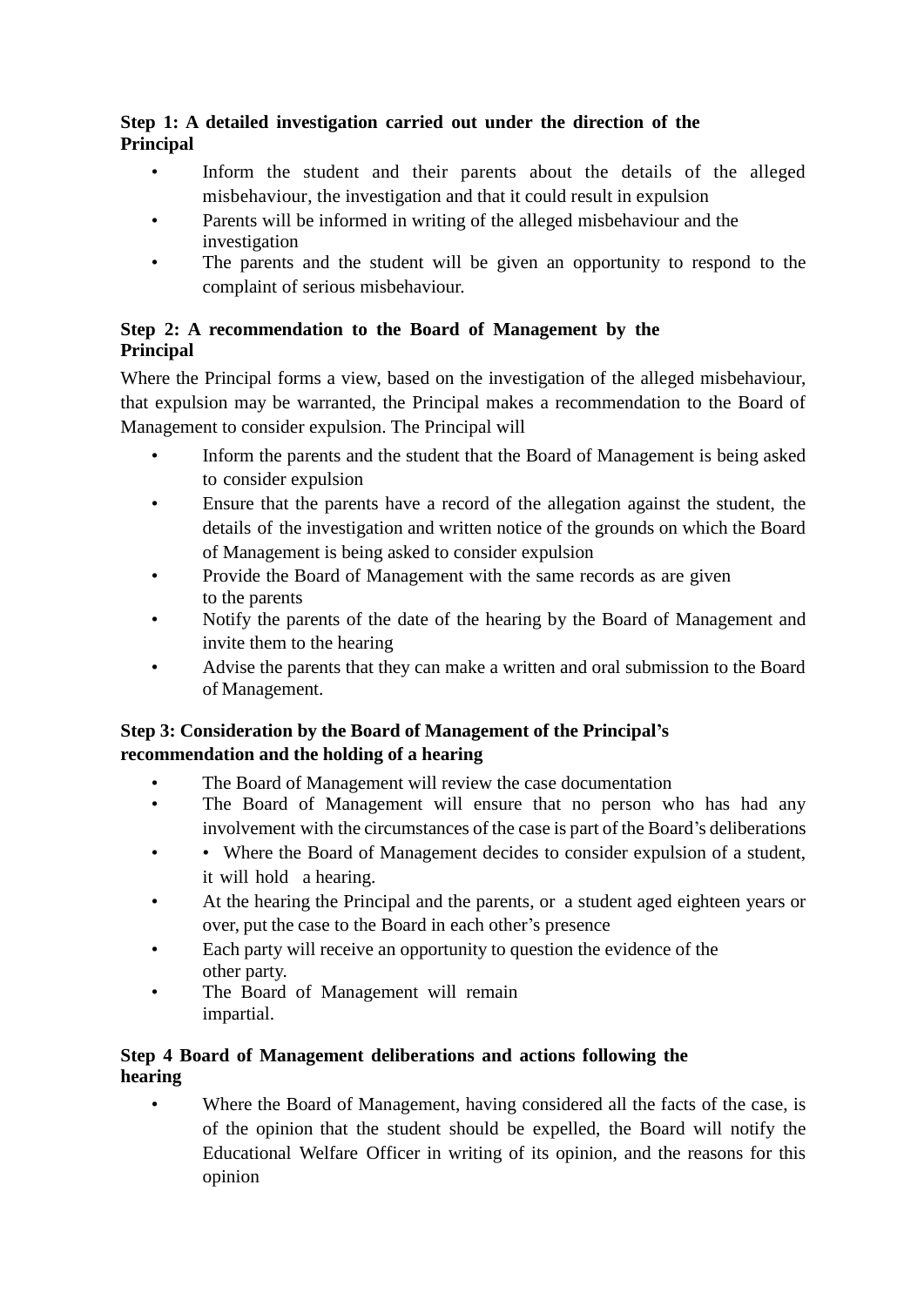**Step 1: A detailed investigation carried out under the direction of the Principal**

- Inform the student and their parents about the details of the alleged misbehaviour, the investigation and that it could result in expulsion
- Parents will be informed in writing of the alleged misbehaviour and the investigation
- The parents and the student will be given an opportunity to respond to the complaint of serious misbehaviour.

**Step 2: A recommendation to the Board of Management by the Principal**

Where the Principal forms a view, based on the investigation of the alleged misbehaviour, that expulsion may be warranted, the Principal makes a recommendation to the Board of Management to consider expulsion. The Principal will

- Inform the parents and the student that the Board of Management is being asked to consider expulsion
- Ensure that the parents have a record of the allegation against the student, the details of the investigation and written notice of the grounds on which the Board of Management is being asked to consider expulsion
- Provide the Board of Management with the same records as are given to the parents
- Notify the parents of the date of the hearing by the Board of Management and invite them to the hearing
- Advise the parents that they can make a written and oral submission to the Board of Management.

**Step 3: Consideration by the Board of Management of the Principal's recommendation and the holding of a hearing**

- The Board of Management will review the case documentation
- The Board of Management will ensure that no person who has had any involvement with the circumstances of the case is part of the Board's deliberations
- • Where the Board of Management decides to consider expulsion of a student, it will hold a hearing.
- At the hearing the Principal and the parents, or a student aged eighteen years or over, put the case to the Board in each other's presence
- Each party will receive an opportunity to question the evidence of the other party.
- The Board of Management will remain impartial.

**Step 4 Board of Management deliberations and actions following the hearing**

- Where the Board of Management, having considered all the facts of the case, is of the opinion that the student should be expelled, the Board will notify the Educational Welfare Officer in writing of its opinion, and the reasons for this opinion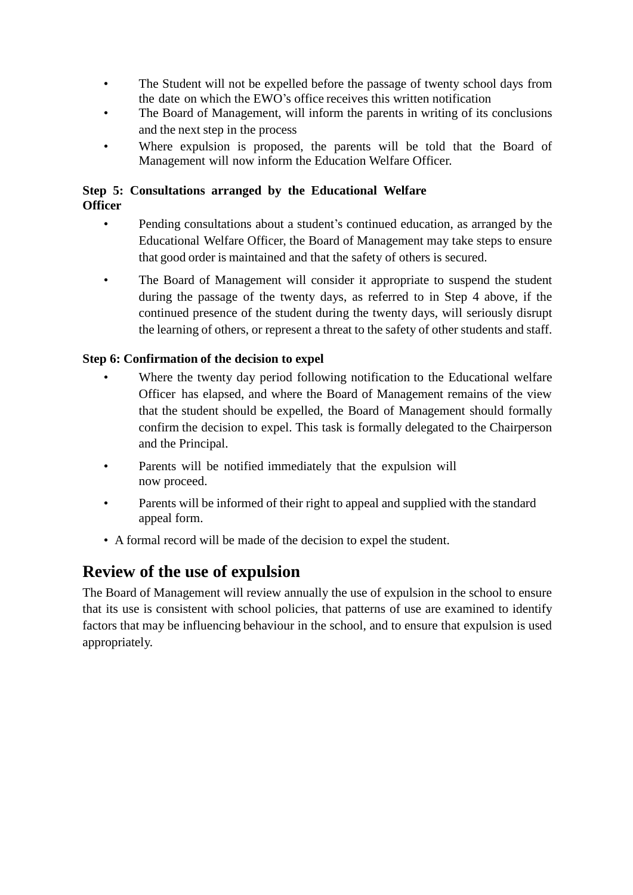- The Student will not be expelled before the passage of twenty school days from the date on which the EWO's office receives this written notification
- The Board of Management, will inform the parents in writing of its conclusions and the next step in the process
- Where expulsion is proposed, the parents will be told that the Board of Management will now inform the Education Welfare Officer.

**Step 5: Consultations arranged by the Educational Welfare Officer**

- Pending consultations about a student's continued education, as arranged by the Educational Welfare Officer, the Board of Management may take steps to ensure that good order is maintained and that the safety of others is secured.
- The Board of Management will consider it appropriate to suspend the student during the passage of the twenty days, as referred to in Step 4 above, if the continued presence of the student during the twenty days, will seriously disrupt the learning of others, or represent a threat to the safety of other students and staff.

**Step 6: Confirmation of the decision to expel**

- Where the twenty day period following notification to the Educational welfare Officer has elapsed, and where the Board of Management remains of the view that the student should be expelled, the Board of Management should formally confirm the decision to expel. This task is formally delegated to the Chairperson and the Principal.
- Parents will be notified immediately that the expulsion will now proceed.
- Parents will be informed of their right to appeal and supplied with the standard appeal form.
- A formal record will be made of the decision to expel the student.

## Review of the use of expulsion

The Board of Management will review annually the use of expulsion in the school to ensure that its use is consistent with school policies, that patterns of use are examined to identify factors that may be influencing behaviour in the school, and to ensure that expulsion is used appropriately.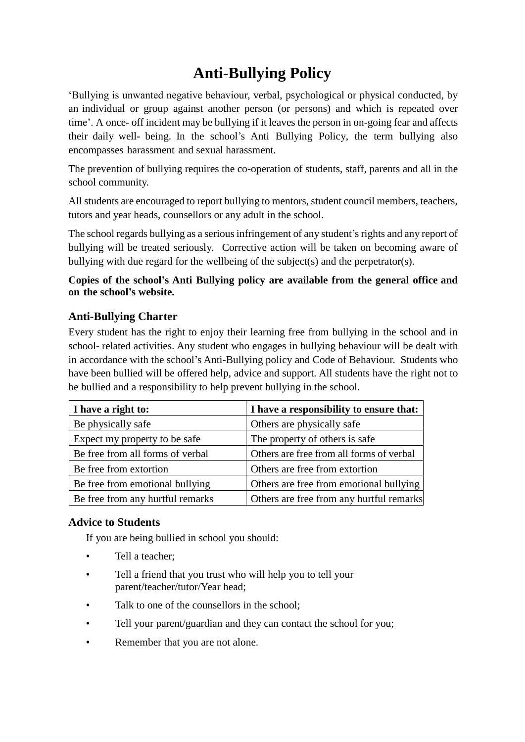# Anti-Bullying Policy

'Bullying is unwanted negative behaviour, verbal, psychological or physical conducted, by an individual or group against another person (or persons) and which is repeated over time'. A once- off incident may be bullying if it leaves the person in on-going fear and affects their daily well- being. In the school's Anti Bullying Policy, the term bullying also encompasses harassment and sexual harassment.

The prevention of bullying requires the co-operation of students, staff, parents and all in the school community.

All students are encouraged to report bullying to mentors, student council members, teachers, tutors and year heads, counsellors or any adult in the school.

The school regards bullying as a serious infringement of any student's rights and any report of bullying will be treated seriously. Corrective action will be taken on becoming aware of bullying with due regard for the wellbeing of the subject(s) and the perpetrator(s).

**Copies of the school's Anti Bullying policy are available from the general office and on the school's website.**

### Anti-Bullying Charter

Every student has the right to enjoy their learning free from bullying in the school and in school- related activities. Any student who engages in bullying behaviour will be dealt with in accordance with the school's Anti-Bullying policy and Code of Behaviour. Students who have been bullied will be offered help, advice and support. All students have the right not to be bullied and a responsibility to help prevent bullying in the school.

| I have a right to: | I have a responsibility to ensure that: |
|---|---|
| Be physically safe | Others are physically safe |
| Expect my property to be safe | The property of others is safe |
| Be free from all forms of verbal | Others are free from all forms of verbal |
| Be free from extortion | Others are free from extortion |
| Be free from emotional bullying | Others are free from emotional bullying |
| Be free from any hurtful remarks | Others are free from any hurtful remarks |

### Advice to Students

If you are being bullied in school you should:

- Tell a teacher;
- Tell a friend that you trust who will help you to tell your parent/teacher/tutor/Year head;
- Talk to one of the counsellors in the school;
- Tell your parent/guardian and they can contact the school for you;
- Remember that you are not alone.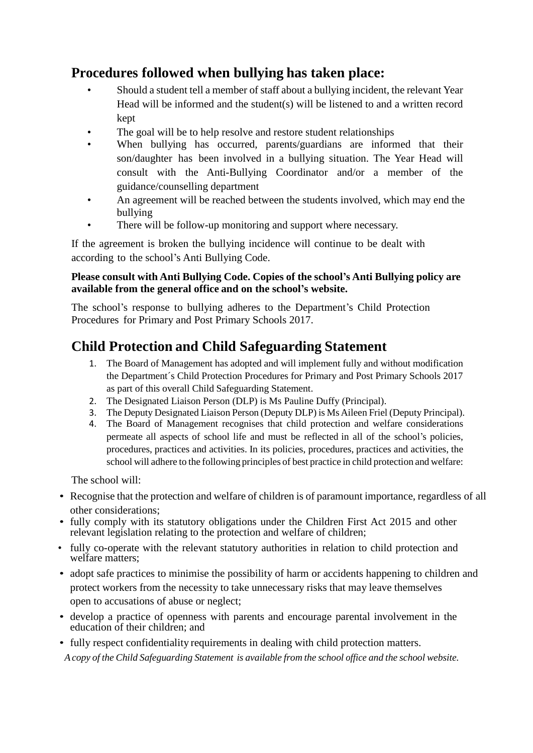## Procedures followed when bullying has taken place:

- Should a student tell a member of staff about a bullying incident, the relevant Year Head will be informed and the student(s) will be listened to and a written record kept
- The goal will be to help resolve and restore student relationships
- When bullying has occurred, parents/guardians are informed that their son/daughter has been involved in a bullying situation. The Year Head will consult with the Anti-Bullying Coordinator and/or a member of the guidance/counselling department
- An agreement will be reached between the students involved, which may end the bullying
- There will be follow-up monitoring and support where necessary.

If the agreement is broken the bullying incidence will continue to be dealt with according to the school's Anti Bullying Code.

**Please consult with Anti Bullying Code. Copies of the school's Anti Bullying policy are available from the general office and on the school's website.**

The school's response to bullying adheres to the Department's Child Protection Procedures for Primary and Post Primary Schools 2017.

## Child Protection and Child Safeguarding Statement

1. The Board of Management has adopted and will implement fully and without modification the Department´s Child Protection Procedures for Primary and Post Primary Schools 2017 as part of this overall Child Safeguarding Statement.
2. The Designated Liaison Person (DLP) is Ms Pauline Duffy (Principal).
3. The Deputy Designated Liaison Person (Deputy DLP) is Ms Aileen Friel (Deputy Principal).
4. The Board of Management recognises that child protection and welfare considerations permeate all aspects of school life and must be reflected in all of the school's policies, procedures, practices and activities. In its policies, procedures, practices and activities, the school will adhere to the following principles of best practice in child protection and welfare:

The school will:

- Recognise that the protection and welfare of children is of paramount importance, regardless of all other considerations;
- fully comply with its statutory obligations under the Children First Act 2015 and other relevant legislation relating to the protection and welfare of children;
- fully co-operate with the relevant statutory authorities in relation to child protection and welfare matters;
- adopt safe practices to minimise the possibility of harm or accidents happening to children and protect workers from the necessity to take unnecessary risks that may leave themselves open to accusations of abuse or neglect;
- develop a practice of openness with parents and encourage parental involvement in the education of their children; and
- fully respect confidentiality requirements in dealing with child protection matters.

*A copy of the Child Safeguarding Statement is available from the school office and the school website.*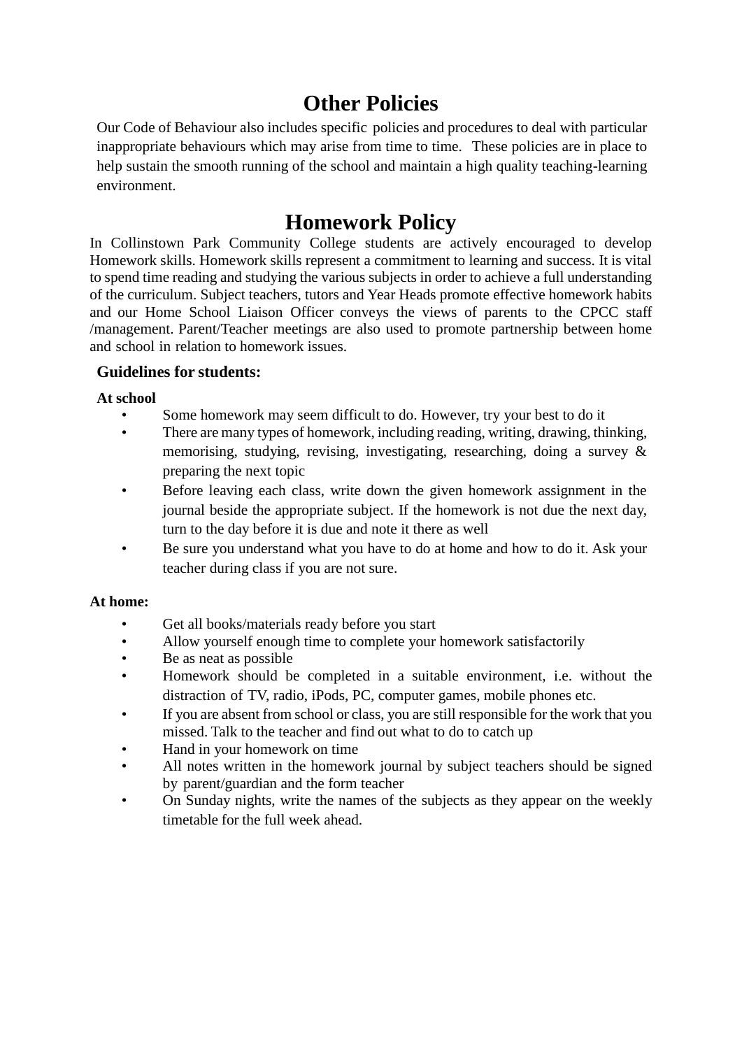# Other Policies

Our Code of Behaviour also includes specific policies and procedures to deal with particular inappropriate behaviours which may arise from time to time. These policies are in place to help sustain the smooth running of the school and maintain a high quality teaching-learning environment.

# Homework Policy

In Collinstown Park Community College students are actively encouraged to develop Homework skills. Homework skills represent a commitment to learning and success. It is vital to spend time reading and studying the various subjects in order to achieve a full understanding of the curriculum. Subject teachers, tutors and Year Heads promote effective homework habits and our Home School Liaison Officer conveys the views of parents to the CPCC staff /management. Parent/Teacher meetings are also used to promote partnership between home and school in relation to homework issues.

**Guidelines for students:**

**At school**

- Some homework may seem difficult to do. However, try your best to do it
- There are many types of homework, including reading, writing, drawing, thinking, memorising, studying, revising, investigating, researching, doing a survey & preparing the next topic
- Before leaving each class, write down the given homework assignment in the journal beside the appropriate subject. If the homework is not due the next day, turn to the day before it is due and note it there as well
- Be sure you understand what you have to do at home and how to do it. Ask your teacher during class if you are not sure.

**At home:**

- Get all books/materials ready before you start
- Allow yourself enough time to complete your homework satisfactorily
- Be as neat as possible
- Homework should be completed in a suitable environment, i.e. without the distraction of TV, radio, iPods, PC, computer games, mobile phones etc.
- If you are absent from school or class, you are still responsible for the work that you missed. Talk to the teacher and find out what to do to catch up
- Hand in your homework on time
- All notes written in the homework journal by subject teachers should be signed by parent/guardian and the form teacher
- On Sunday nights, write the names of the subjects as they appear on the weekly timetable for the full week ahead.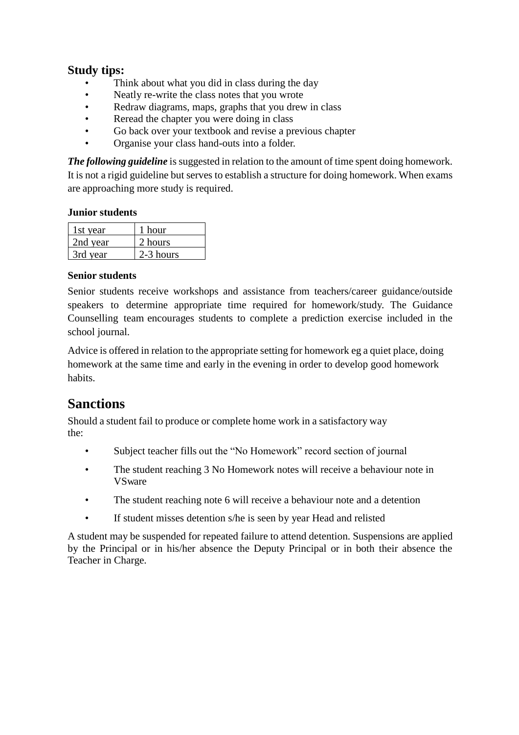### Study tips:

- Think about what you did in class during the day
- Neatly re-write the class notes that you wrote
- Redraw diagrams, maps, graphs that you drew in class
- Reread the chapter you were doing in class
- Go back over your textbook and revise a previous chapter
- Organise your class hand-outs into a folder.

***The following guideline*** is suggested in relation to the amount of time spent doing homework. It is not a rigid guideline but serves to establish a structure for doing homework. When exams are approaching more study is required.

**Junior students**

| 1st year | 1 hour |
|---|---|
| 2nd year | 2 hours |
| 3rd year | 2-3 hours |

**Senior students**

Senior students receive workshops and assistance from teachers/career guidance/outside speakers to determine appropriate time required for homework/study. The Guidance Counselling team encourages students to complete a prediction exercise included in the school journal.

Advice is offered in relation to the appropriate setting for homework eg a quiet place, doing homework at the same time and early in the evening in order to develop good homework habits.

## Sanctions

Should a student fail to produce or complete home work in a satisfactory way the:

- Subject teacher fills out the "No Homework" record section of journal
- The student reaching 3 No Homework notes will receive a behaviour note in VSware
- The student reaching note 6 will receive a behaviour note and a detention
- If student misses detention s/he is seen by year Head and relisted

A student may be suspended for repeated failure to attend detention. Suspensions are applied by the Principal or in his/her absence the Deputy Principal or in both their absence the Teacher in Charge.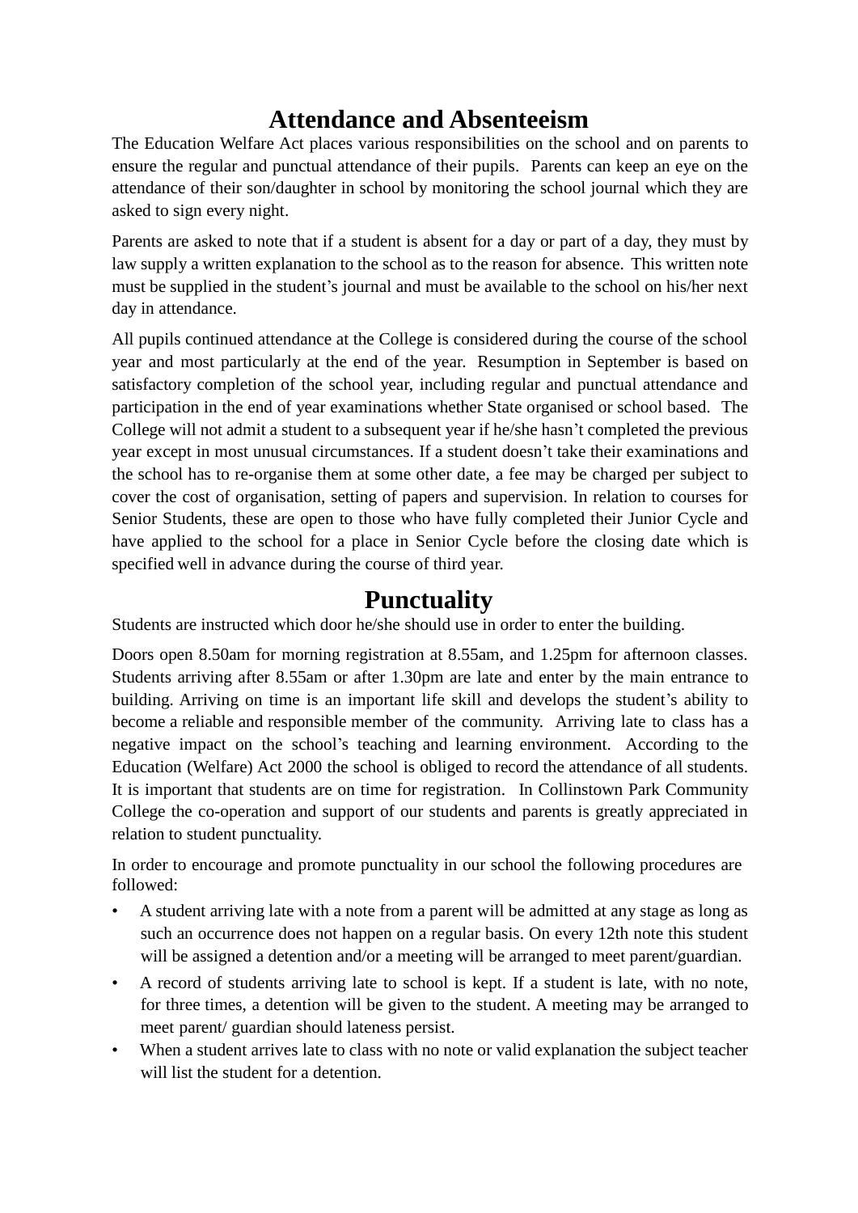# Attendance and Absenteeism

The Education Welfare Act places various responsibilities on the school and on parents to ensure the regular and punctual attendance of their pupils. Parents can keep an eye on the attendance of their son/daughter in school by monitoring the school journal which they are asked to sign every night.

Parents are asked to note that if a student is absent for a day or part of a day, they must by law supply a written explanation to the school as to the reason for absence. This written note must be supplied in the student's journal and must be available to the school on his/her next day in attendance.

All pupils continued attendance at the College is considered during the course of the school year and most particularly at the end of the year. Resumption in September is based on satisfactory completion of the school year, including regular and punctual attendance and participation in the end of year examinations whether State organised or school based. The College will not admit a student to a subsequent year if he/she hasn't completed the previous year except in most unusual circumstances. If a student doesn't take their examinations and the school has to re-organise them at some other date, a fee may be charged per subject to cover the cost of organisation, setting of papers and supervision. In relation to courses for Senior Students, these are open to those who have fully completed their Junior Cycle and have applied to the school for a place in Senior Cycle before the closing date which is specified well in advance during the course of third year.

# Punctuality

Students are instructed which door he/she should use in order to enter the building.

Doors open 8.50am for morning registration at 8.55am, and 1.25pm for afternoon classes. Students arriving after 8.55am or after 1.30pm are late and enter by the main entrance to building. Arriving on time is an important life skill and develops the student's ability to become a reliable and responsible member of the community. Arriving late to class has a negative impact on the school's teaching and learning environment. According to the Education (Welfare) Act 2000 the school is obliged to record the attendance of all students. It is important that students are on time for registration. In Collinstown Park Community College the co-operation and support of our students and parents is greatly appreciated in relation to student punctuality.

In order to encourage and promote punctuality in our school the following procedures are followed:

- A student arriving late with a note from a parent will be admitted at any stage as long as such an occurrence does not happen on a regular basis. On every 12th note this student will be assigned a detention and/or a meeting will be arranged to meet parent/guardian.
- A record of students arriving late to school is kept. If a student is late, with no note, for three times, a detention will be given to the student. A meeting may be arranged to meet parent/ guardian should lateness persist.
- When a student arrives late to class with no note or valid explanation the subject teacher will list the student for a detention.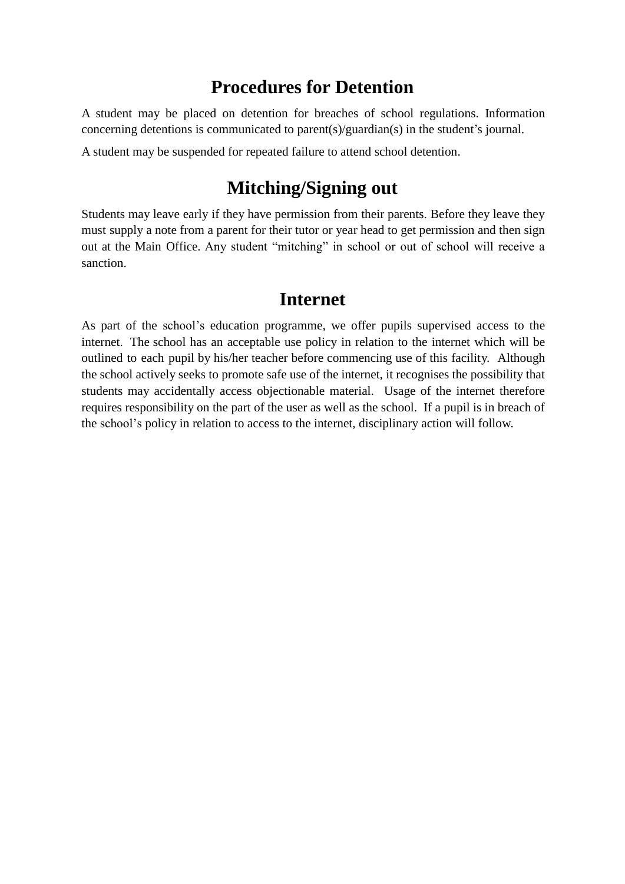## Procedures for Detention

A student may be placed on detention for breaches of school regulations. Information concerning detentions is communicated to parent(s)/guardian(s) in the student's journal.

A student may be suspended for repeated failure to attend school detention.

## Mitching/Signing out

Students may leave early if they have permission from their parents. Before they leave they must supply a note from a parent for their tutor or year head to get permission and then sign out at the Main Office. Any student "mitching" in school or out of school will receive a sanction.

## Internet

As part of the school's education programme, we offer pupils supervised access to the internet. The school has an acceptable use policy in relation to the internet which will be outlined to each pupil by his/her teacher before commencing use of this facility. Although the school actively seeks to promote safe use of the internet, it recognises the possibility that students may accidentally access objectionable material. Usage of the internet therefore requires responsibility on the part of the user as well as the school. If a pupil is in breach of the school's policy in relation to access to the internet, disciplinary action will follow.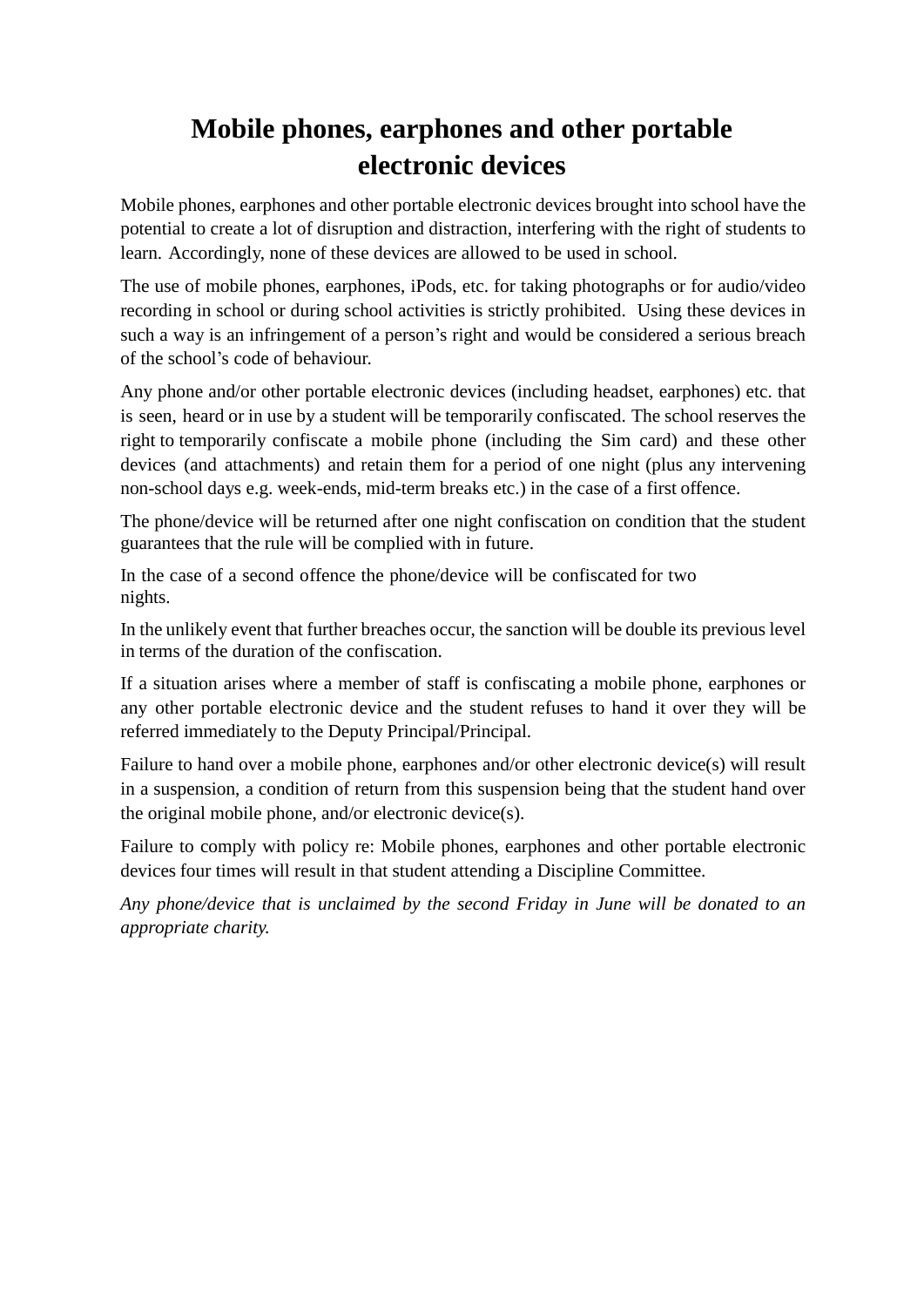# Mobile phones, earphones and other portable electronic devices

Mobile phones, earphones and other portable electronic devices brought into school have the potential to create a lot of disruption and distraction, interfering with the right of students to learn. Accordingly, none of these devices are allowed to be used in school.

The use of mobile phones, earphones, iPods, etc. for taking photographs or for audio/video recording in school or during school activities is strictly prohibited. Using these devices in such a way is an infringement of a person's right and would be considered a serious breach of the school's code of behaviour.

Any phone and/or other portable electronic devices (including headset, earphones) etc. that is seen, heard or in use by a student will be temporarily confiscated. The school reserves the right to temporarily confiscate a mobile phone (including the Sim card) and these other devices (and attachments) and retain them for a period of one night (plus any intervening non-school days e.g. week-ends, mid-term breaks etc.) in the case of a first offence.

The phone/device will be returned after one night confiscation on condition that the student guarantees that the rule will be complied with in future.

In the case of a second offence the phone/device will be confiscated for two nights.

In the unlikely event that further breaches occur, the sanction will be double its previous level in terms of the duration of the confiscation.

If a situation arises where a member of staff is confiscating a mobile phone, earphones or any other portable electronic device and the student refuses to hand it over they will be referred immediately to the Deputy Principal/Principal.

Failure to hand over a mobile phone, earphones and/or other electronic device(s) will result in a suspension, a condition of return from this suspension being that the student hand over the original mobile phone, and/or electronic device(s).

Failure to comply with policy re: Mobile phones, earphones and other portable electronic devices four times will result in that student attending a Discipline Committee.

*Any phone/device that is unclaimed by the second Friday in June will be donated to an appropriate charity.*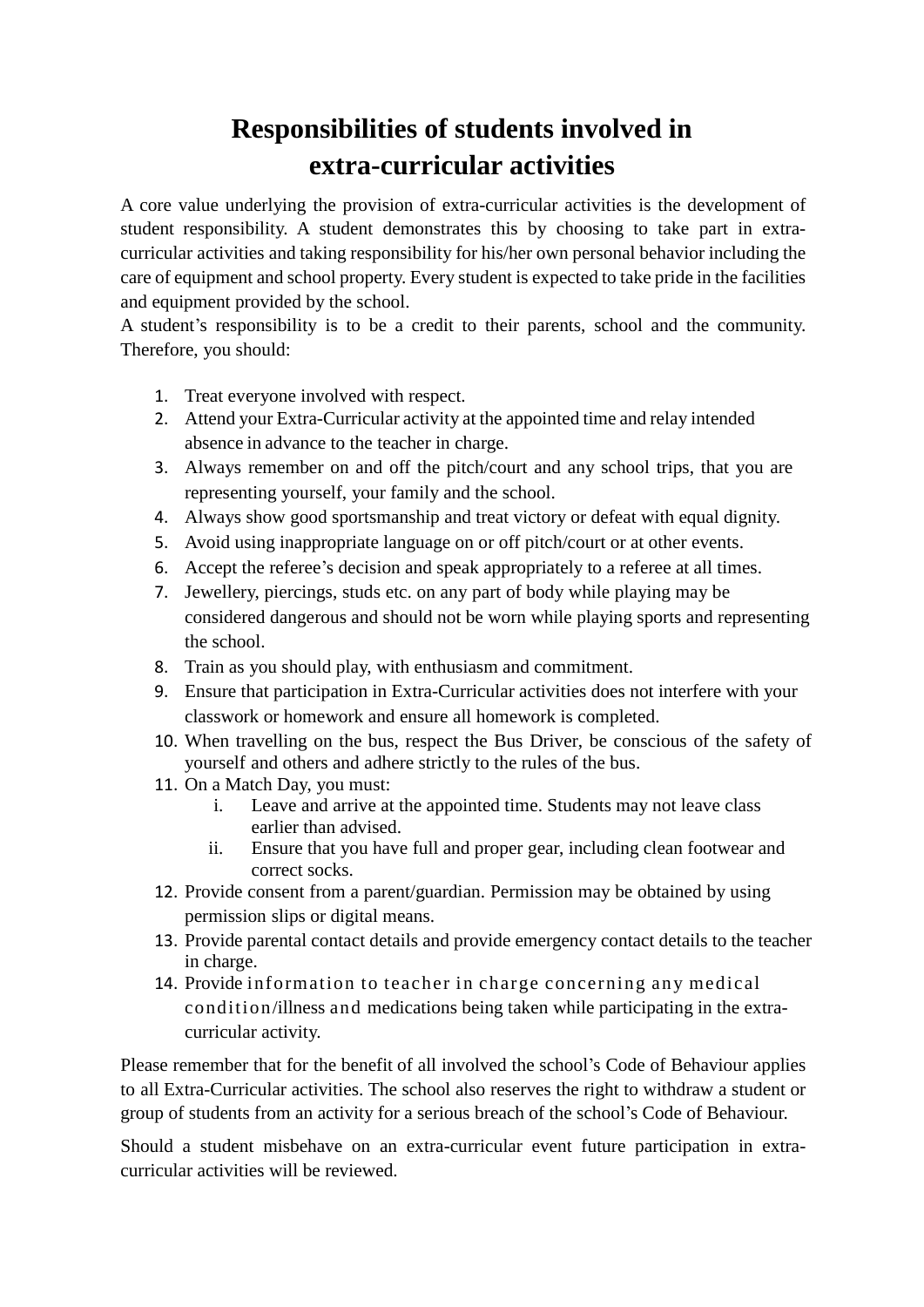# Responsibilities of students involved in extra-curricular activities

A core value underlying the provision of extra-curricular activities is the development of student responsibility. A student demonstrates this by choosing to take part in extra-curricular activities and taking responsibility for his/her own personal behavior including the care of equipment and school property. Every student is expected to take pride in the facilities and equipment provided by the school.

A student's responsibility is to be a credit to their parents, school and the community. Therefore, you should:

1. Treat everyone involved with respect.
2. Attend your Extra-Curricular activity at the appointed time and relay intended absence in advance to the teacher in charge.
3. Always remember on and off the pitch/court and any school trips, that you are representing yourself, your family and the school.
4. Always show good sportsmanship and treat victory or defeat with equal dignity.
5. Avoid using inappropriate language on or off pitch/court or at other events.
6. Accept the referee's decision and speak appropriately to a referee at all times.
7. Jewellery, piercings, studs etc. on any part of body while playing may be considered dangerous and should not be worn while playing sports and representing the school.
8. Train as you should play, with enthusiasm and commitment.
9. Ensure that participation in Extra-Curricular activities does not interfere with your classwork or homework and ensure all homework is completed.
10. When travelling on the bus, respect the Bus Driver, be conscious of the safety of yourself and others and adhere strictly to the rules of the bus.
11. On a Match Day, you must:
    1. Leave and arrive at the appointed time. Students may not leave class earlier than advised.
    2. Ensure that you have full and proper gear, including clean footwear and correct socks.
12. Provide consent from a parent/guardian. Permission may be obtained by using permission slips or digital means.
13. Provide parental contact details and provide emergency contact details to the teacher in charge.
14. Provide information to teacher in charge concerning any medical condition/illness and medications being taken while participating in the extra-curricular activity.

Please remember that for the benefit of all involved the school's Code of Behaviour applies to all Extra-Curricular activities. The school also reserves the right to withdraw a student or group of students from an activity for a serious breach of the school's Code of Behaviour.

Should a student misbehave on an extra-curricular event future participation in extra-curricular activities will be reviewed.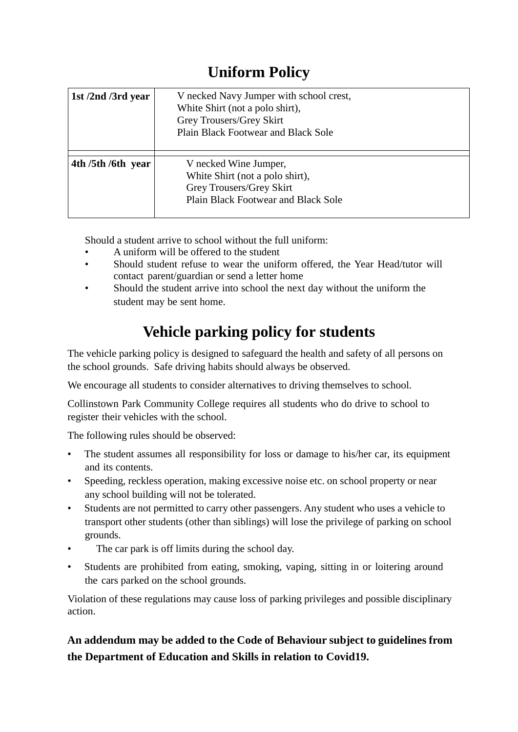# Uniform Policy

| | |
|---|---|
| **1st /2nd /3rd year** | V necked Navy Jumper with school crest,<br>White Shirt (not a polo shirt),<br>Grey Trousers/Grey Skirt<br>Plain Black Footwear and Black Sole |
| **4th /5th /6th year** | V necked Wine Jumper,<br>White Shirt (not a polo shirt),<br>Grey Trousers/Grey Skirt<br>Plain Black Footwear and Black Sole |

Should a student arrive to school without the full uniform:

- A uniform will be offered to the student
- Should student refuse to wear the uniform offered, the Year Head/tutor will contact parent/guardian or send a letter home
- Should the student arrive into school the next day without the uniform the student may be sent home.

# Vehicle parking policy for students

The vehicle parking policy is designed to safeguard the health and safety of all persons on the school grounds. Safe driving habits should always be observed.

We encourage all students to consider alternatives to driving themselves to school.

Collinstown Park Community College requires all students who do drive to school to register their vehicles with the school.

The following rules should be observed:

- The student assumes all responsibility for loss or damage to his/her car, its equipment and its contents.
- Speeding, reckless operation, making excessive noise etc. on school property or near any school building will not be tolerated.
- Students are not permitted to carry other passengers. Any student who uses a vehicle to transport other students (other than siblings) will lose the privilege of parking on school grounds.
- The car park is off limits during the school day.
- Students are prohibited from eating, smoking, vaping, sitting in or loitering around the cars parked on the school grounds.

Violation of these regulations may cause loss of parking privileges and possible disciplinary action.

**An addendum may be added to the Code of Behaviour subject to guidelines from the Department of Education and Skills in relation to Covid19.**